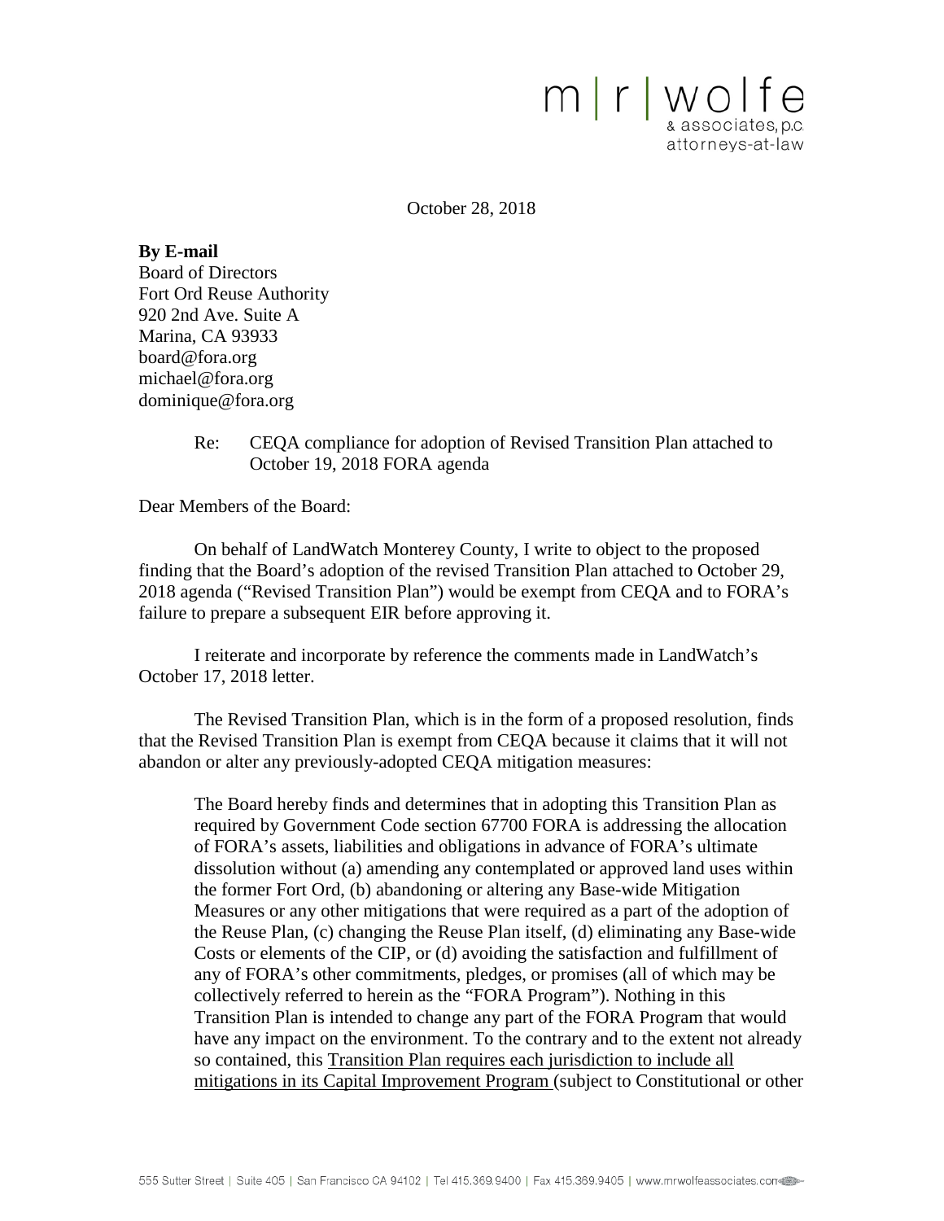m | r | wolfe
& associates, p.c.
attorneys-at-law

October 28, 2018

**By E-mail**
Board of Directors
Fort Ord Reuse Authority
920 2nd Ave. Suite A
Marina, CA 93933
board@fora.org
michael@fora.org
dominique@fora.org

Re: CEQA compliance for adoption of Revised Transition Plan attached to October 19, 2018 FORA agenda

Dear Members of the Board:

On behalf of LandWatch Monterey County, I write to object to the proposed finding that the Board's adoption of the revised Transition Plan attached to October 29, 2018 agenda ("Revised Transition Plan") would be exempt from CEQA and to FORA's failure to prepare a subsequent EIR before approving it.

I reiterate and incorporate by reference the comments made in LandWatch's October 17, 2018 letter.

The Revised Transition Plan, which is in the form of a proposed resolution, finds that the Revised Transition Plan is exempt from CEQA because it claims that it will not abandon or alter any previously-adopted CEQA mitigation measures:

> The Board hereby finds and determines that in adopting this Transition Plan as required by Government Code section 67700 FORA is addressing the allocation of FORA's assets, liabilities and obligations in advance of FORA's ultimate dissolution without (a) amending any contemplated or approved land uses within the former Fort Ord, (b) abandoning or altering any Base-wide Mitigation Measures or any other mitigations that were required as a part of the adoption of the Reuse Plan, (c) changing the Reuse Plan itself, (d) eliminating any Base-wide Costs or elements of the CIP, or (d) avoiding the satisfaction and fulfillment of any of FORA's other commitments, pledges, or promises (all of which may be collectively referred to herein as the "FORA Program"). Nothing in this Transition Plan is intended to change any part of the FORA Program that would have any impact on the environment. To the contrary and to the extent not already so contained, this Transition Plan requires each jurisdiction to include all mitigations in its Capital Improvement Program (subject to Constitutional or other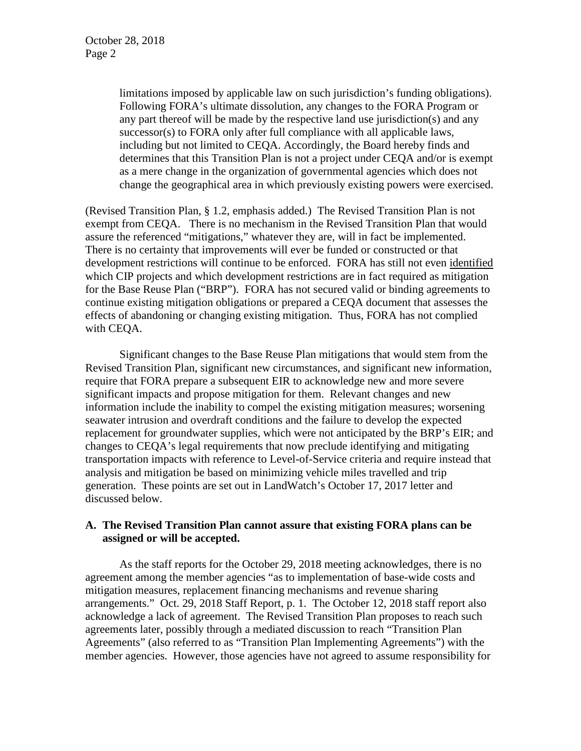> limitations imposed by applicable law on such jurisdiction's funding obligations). Following FORA's ultimate dissolution, any changes to the FORA Program or any part thereof will be made by the respective land use jurisdiction(s) and any successor(s) to FORA only after full compliance with all applicable laws, including but not limited to CEQA. Accordingly, the Board hereby finds and determines that this Transition Plan is not a project under CEQA and/or is exempt as a mere change in the organization of governmental agencies which does not change the geographical area in which previously existing powers were exercised.

(Revised Transition Plan, § 1.2, emphasis added.) The Revised Transition Plan is not exempt from CEQA. There is no mechanism in the Revised Transition Plan that would assure the referenced "mitigations," whatever they are, will in fact be implemented. There is no certainty that improvements will ever be funded or constructed or that development restrictions will continue to be enforced. FORA has still not even identified which CIP projects and which development restrictions are in fact required as mitigation for the Base Reuse Plan ("BRP"). FORA has not secured valid or binding agreements to continue existing mitigation obligations or prepared a CEQA document that assesses the effects of abandoning or changing existing mitigation. Thus, FORA has not complied with CEQA.

Significant changes to the Base Reuse Plan mitigations that would stem from the Revised Transition Plan, significant new circumstances, and significant new information, require that FORA prepare a subsequent EIR to acknowledge new and more severe significant impacts and propose mitigation for them. Relevant changes and new information include the inability to compel the existing mitigation measures; worsening seawater intrusion and overdraft conditions and the failure to develop the expected replacement for groundwater supplies, which were not anticipated by the BRP's EIR; and changes to CEQA's legal requirements that now preclude identifying and mitigating transportation impacts with reference to Level-of-Service criteria and require instead that analysis and mitigation be based on minimizing vehicle miles travelled and trip generation. These points are set out in LandWatch's October 17, 2017 letter and discussed below.

### A. The Revised Transition Plan cannot assure that existing FORA plans can be assigned or will be accepted.

As the staff reports for the October 29, 2018 meeting acknowledges, there is no agreement among the member agencies "as to implementation of base-wide costs and mitigation measures, replacement financing mechanisms and revenue sharing arrangements." Oct. 29, 2018 Staff Report, p. 1. The October 12, 2018 staff report also acknowledge a lack of agreement. The Revised Transition Plan proposes to reach such agreements later, possibly through a mediated discussion to reach "Transition Plan Agreements" (also referred to as "Transition Plan Implementing Agreements") with the member agencies. However, those agencies have not agreed to assume responsibility for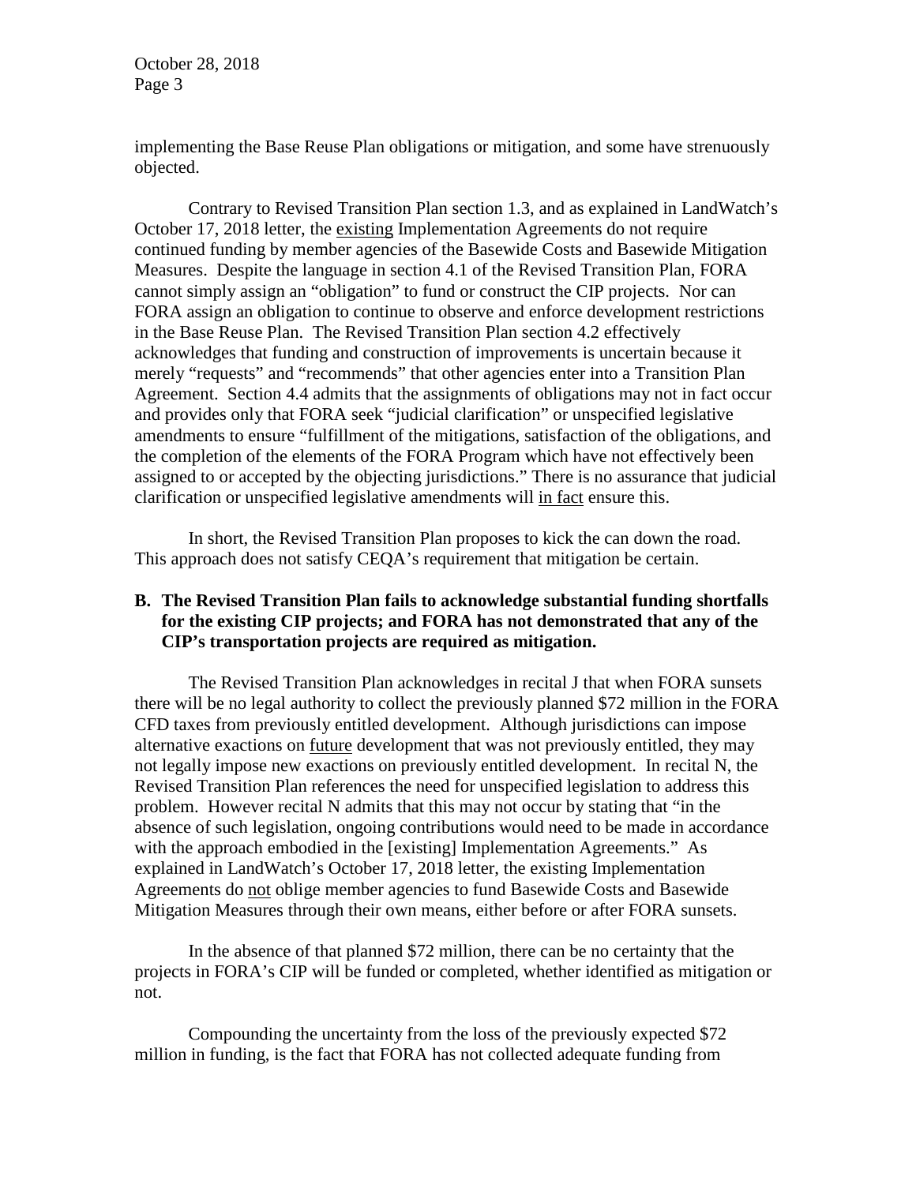implementing the Base Reuse Plan obligations or mitigation, and some have strenuously objected.

Contrary to Revised Transition Plan section 1.3, and as explained in LandWatch's October 17, 2018 letter, the existing Implementation Agreements do not require continued funding by member agencies of the Basewide Costs and Basewide Mitigation Measures. Despite the language in section 4.1 of the Revised Transition Plan, FORA cannot simply assign an "obligation" to fund or construct the CIP projects. Nor can FORA assign an obligation to continue to observe and enforce development restrictions in the Base Reuse Plan. The Revised Transition Plan section 4.2 effectively acknowledges that funding and construction of improvements is uncertain because it merely "requests" and "recommends" that other agencies enter into a Transition Plan Agreement. Section 4.4 admits that the assignments of obligations may not in fact occur and provides only that FORA seek "judicial clarification" or unspecified legislative amendments to ensure "fulfillment of the mitigations, satisfaction of the obligations, and the completion of the elements of the FORA Program which have not effectively been assigned to or accepted by the objecting jurisdictions." There is no assurance that judicial clarification or unspecified legislative amendments will in fact ensure this.

In short, the Revised Transition Plan proposes to kick the can down the road. This approach does not satisfy CEQA's requirement that mitigation be certain.

**B. The Revised Transition Plan fails to acknowledge substantial funding shortfalls for the existing CIP projects; and FORA has not demonstrated that any of the CIP's transportation projects are required as mitigation.**

The Revised Transition Plan acknowledges in recital J that when FORA sunsets there will be no legal authority to collect the previously planned $72 million in the FORA CFD taxes from previously entitled development. Although jurisdictions can impose alternative exactions on future development that was not previously entitled, they may not legally impose new exactions on previously entitled development. In recital N, the Revised Transition Plan references the need for unspecified legislation to address this problem. However recital N admits that this may not occur by stating that "in the absence of such legislation, ongoing contributions would need to be made in accordance with the approach embodied in the [existing] Implementation Agreements." As explained in LandWatch's October 17, 2018 letter, the existing Implementation Agreements do not oblige member agencies to fund Basewide Costs and Basewide Mitigation Measures through their own means, either before or after FORA sunsets.

In the absence of that planned $72 million, there can be no certainty that the projects in FORA's CIP will be funded or completed, whether identified as mitigation or not.

Compounding the uncertainty from the loss of the previously expected $72 million in funding, is the fact that FORA has not collected adequate funding from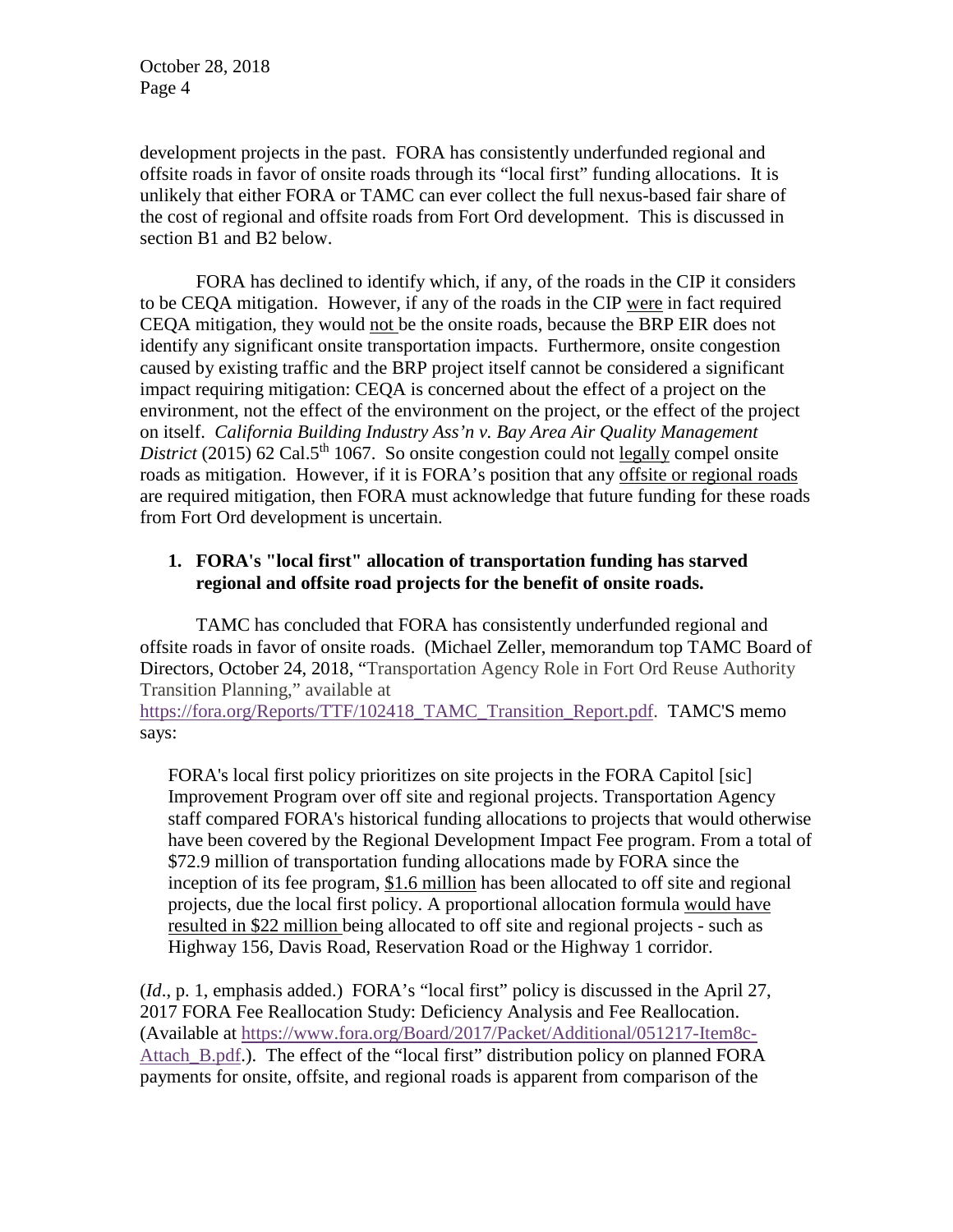development projects in the past. FORA has consistently underfunded regional and offsite roads in favor of onsite roads through its "local first" funding allocations. It is unlikely that either FORA or TAMC can ever collect the full nexus-based fair share of the cost of regional and offsite roads from Fort Ord development. This is discussed in section B1 and B2 below.

FORA has declined to identify which, if any, of the roads in the CIP it considers to be CEQA mitigation. However, if any of the roads in the CIP were in fact required CEQA mitigation, they would not be the onsite roads, because the BRP EIR does not identify any significant onsite transportation impacts. Furthermore, onsite congestion caused by existing traffic and the BRP project itself cannot be considered a significant impact requiring mitigation: CEQA is concerned about the effect of a project on the environment, not the effect of the environment on the project, or the effect of the project on itself. *California Building Industry Ass'n v. Bay Area Air Quality Management District* (2015) 62 Cal.5th 1067. So onsite congestion could not legally compel onsite roads as mitigation. However, if it is FORA's position that any offsite or regional roads are required mitigation, then FORA must acknowledge that future funding for these roads from Fort Ord development is uncertain.

**1. FORA's "local first" allocation of transportation funding has starved regional and offsite road projects for the benefit of onsite roads.**

TAMC has concluded that FORA has consistently underfunded regional and offsite roads in favor of onsite roads. (Michael Zeller, memorandum top TAMC Board of Directors, October 24, 2018, "Transportation Agency Role in Fort Ord Reuse Authority Transition Planning," available at https://fora.org/Reports/TTF/102418_TAMC_Transition_Report.pdf. TAMC'S memo says:

> FORA's local first policy prioritizes on site projects in the FORA Capitol [sic] Improvement Program over off site and regional projects. Transportation Agency staff compared FORA's historical funding allocations to projects that would otherwise have been covered by the Regional Development Impact Fee program. From a total of $72.9 million of transportation funding allocations made by FORA since the inception of its fee program, $1.6 million has been allocated to off site and regional projects, due the local first policy. A proportional allocation formula would have resulted in $22 million being allocated to off site and regional projects - such as Highway 156, Davis Road, Reservation Road or the Highway 1 corridor.

(*Id*., p. 1, emphasis added.) FORA's "local first" policy is discussed in the April 27, 2017 FORA Fee Reallocation Study: Deficiency Analysis and Fee Reallocation. (Available at https://www.fora.org/Board/2017/Packet/Additional/051217-Item8c-Attach_B.pdf.). The effect of the "local first" distribution policy on planned FORA payments for onsite, offsite, and regional roads is apparent from comparison of the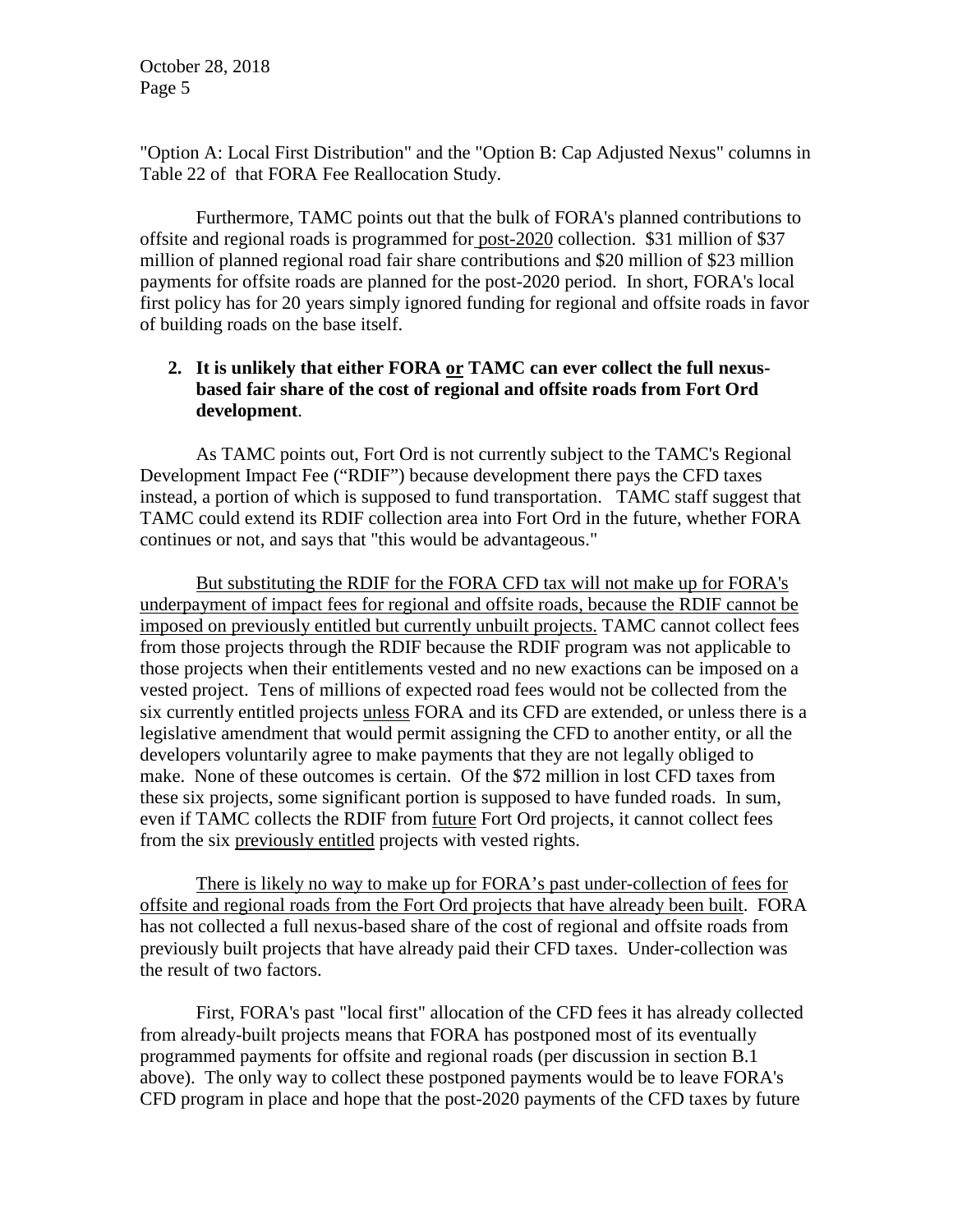"Option A: Local First Distribution" and the "Option B: Cap Adjusted Nexus" columns in Table 22 of that FORA Fee Reallocation Study.

Furthermore, TAMC points out that the bulk of FORA's planned contributions to offsite and regional roads is programmed for post-2020 collection. $31 million of $37 million of planned regional road fair share contributions and $20 million of $23 million payments for offsite roads are planned for the post-2020 period. In short, FORA's local first policy has for 20 years simply ignored funding for regional and offsite roads in favor of building roads on the base itself.

2. **It is unlikely that either FORA or TAMC can ever collect the full nexus-based fair share of the cost of regional and offsite roads from Fort Ord development**.

As TAMC points out, Fort Ord is not currently subject to the TAMC's Regional Development Impact Fee ("RDIF") because development there pays the CFD taxes instead, a portion of which is supposed to fund transportation. TAMC staff suggest that TAMC could extend its RDIF collection area into Fort Ord in the future, whether FORA continues or not, and says that "this would be advantageous."

But substituting the RDIF for the FORA CFD tax will not make up for FORA's underpayment of impact fees for regional and offsite roads, because the RDIF cannot be imposed on previously entitled but currently unbuilt projects. TAMC cannot collect fees from those projects through the RDIF because the RDIF program was not applicable to those projects when their entitlements vested and no new exactions can be imposed on a vested project. Tens of millions of expected road fees would not be collected from the six currently entitled projects unless FORA and its CFD are extended, or unless there is a legislative amendment that would permit assigning the CFD to another entity, or all the developers voluntarily agree to make payments that they are not legally obliged to make. None of these outcomes is certain. Of the $72 million in lost CFD taxes from these six projects, some significant portion is supposed to have funded roads. In sum, even if TAMC collects the RDIF from future Fort Ord projects, it cannot collect fees from the six previously entitled projects with vested rights.

There is likely no way to make up for FORA's past under-collection of fees for offsite and regional roads from the Fort Ord projects that have already been built. FORA has not collected a full nexus-based share of the cost of regional and offsite roads from previously built projects that have already paid their CFD taxes. Under-collection was the result of two factors.

First, FORA's past "local first" allocation of the CFD fees it has already collected from already-built projects means that FORA has postponed most of its eventually programmed payments for offsite and regional roads (per discussion in section B.1 above). The only way to collect these postponed payments would be to leave FORA's CFD program in place and hope that the post-2020 payments of the CFD taxes by future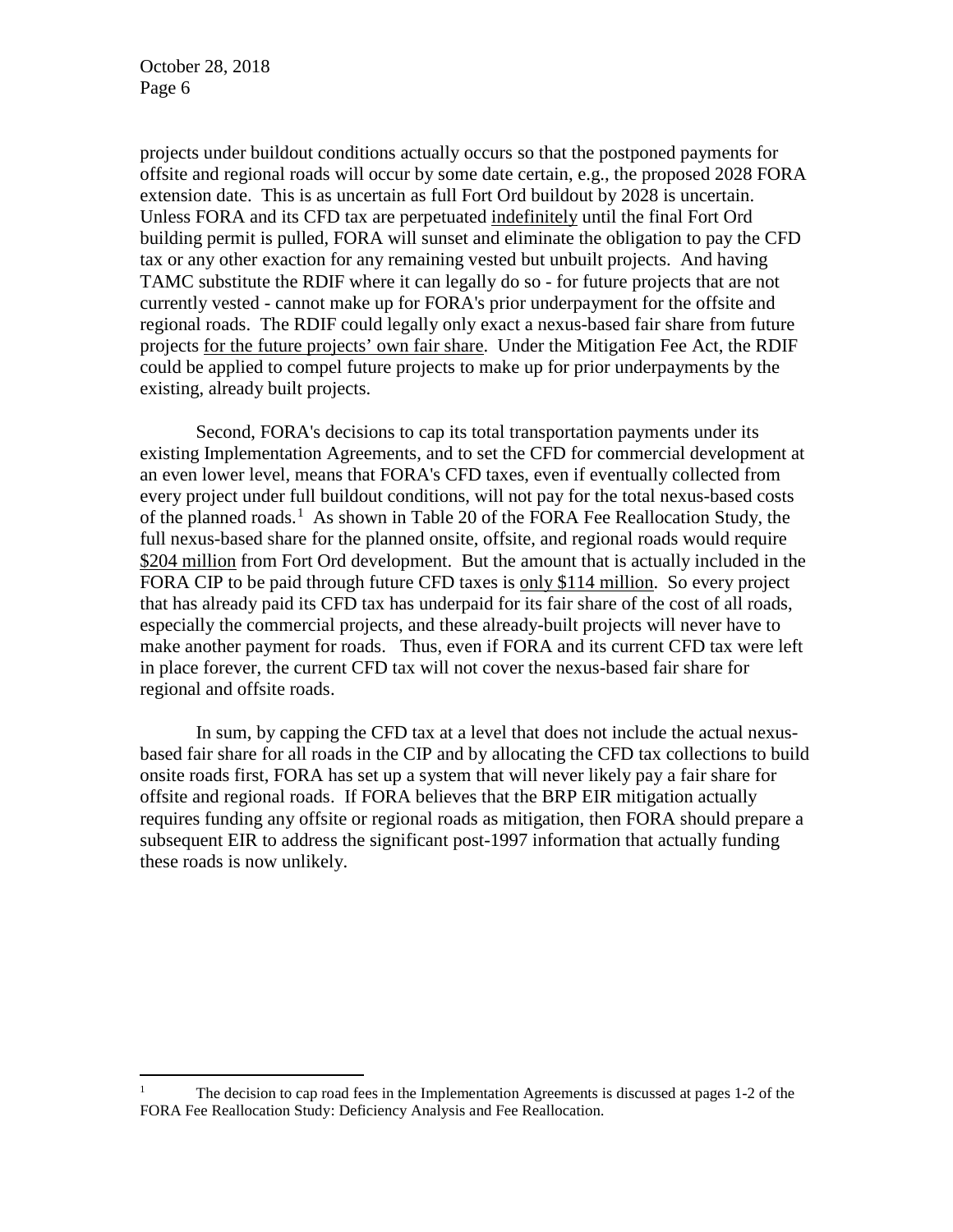projects under buildout conditions actually occurs so that the postponed payments for offsite and regional roads will occur by some date certain, e.g., the proposed 2028 FORA extension date. This is as uncertain as full Fort Ord buildout by 2028 is uncertain. Unless FORA and its CFD tax are perpetuated <u>indefinitely</u> until the final Fort Ord building permit is pulled, FORA will sunset and eliminate the obligation to pay the CFD tax or any other exaction for any remaining vested but unbuilt projects. And having TAMC substitute the RDIF where it can legally do so - for future projects that are not currently vested - cannot make up for FORA's prior underpayment for the offsite and regional roads. The RDIF could legally only exact a nexus-based fair share from future projects <u>for the future projects' own fair share</u>. Under the Mitigation Fee Act, the RDIF could be applied to compel future projects to make up for prior underpayments by the existing, already built projects.

Second, FORA's decisions to cap its total transportation payments under its existing Implementation Agreements, and to set the CFD for commercial development at an even lower level, means that FORA's CFD taxes, even if eventually collected from every project under full buildout conditions, will not pay for the total nexus-based costs of the planned roads.[1] As shown in Table 20 of the FORA Fee Reallocation Study, the full nexus-based share for the planned onsite, offsite, and regional roads would require <u>$204 million</u> from Fort Ord development. But the amount that is actually included in the FORA CIP to be paid through future CFD taxes is <u>only $114 million</u>. So every project that has already paid its CFD tax has underpaid for its fair share of the cost of all roads, especially the commercial projects, and these already-built projects will never have to make another payment for roads. Thus, even if FORA and its current CFD tax were left in place forever, the current CFD tax will not cover the nexus-based fair share for regional and offsite roads.

In sum, by capping the CFD tax at a level that does not include the actual nexus-based fair share for all roads in the CIP and by allocating the CFD tax collections to build onsite roads first, FORA has set up a system that will never likely pay a fair share for offsite and regional roads. If FORA believes that the BRP EIR mitigation actually requires funding any offsite or regional roads as mitigation, then FORA should prepare a subsequent EIR to address the significant post-1997 information that actually funding these roads is now unlikely.

---

[1] The decision to cap road fees in the Implementation Agreements is discussed at pages 1-2 of the FORA Fee Reallocation Study: Deficiency Analysis and Fee Reallocation.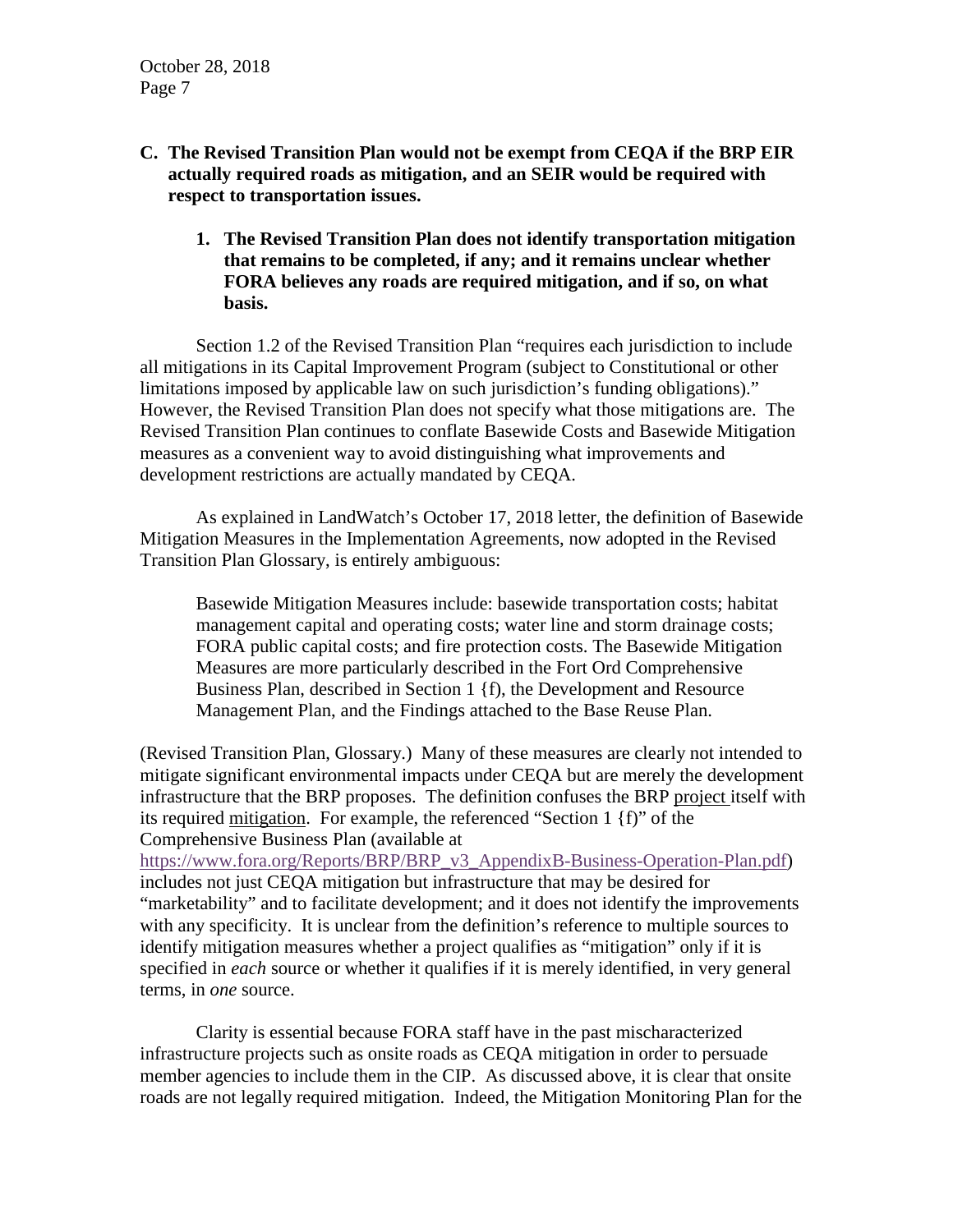**C. The Revised Transition Plan would not be exempt from CEQA if the BRP EIR actually required roads as mitigation, and an SEIR would be required with respect to transportation issues.**

**1. The Revised Transition Plan does not identify transportation mitigation that remains to be completed, if any; and it remains unclear whether FORA believes any roads are required mitigation, and if so, on what basis.**

Section 1.2 of the Revised Transition Plan "requires each jurisdiction to include all mitigations in its Capital Improvement Program (subject to Constitutional or other limitations imposed by applicable law on such jurisdiction's funding obligations)." However, the Revised Transition Plan does not specify what those mitigations are. The Revised Transition Plan continues to conflate Basewide Costs and Basewide Mitigation measures as a convenient way to avoid distinguishing what improvements and development restrictions are actually mandated by CEQA.

As explained in LandWatch's October 17, 2018 letter, the definition of Basewide Mitigation Measures in the Implementation Agreements, now adopted in the Revised Transition Plan Glossary, is entirely ambiguous:

> Basewide Mitigation Measures include: basewide transportation costs; habitat management capital and operating costs; water line and storm drainage costs; FORA public capital costs; and fire protection costs. The Basewide Mitigation Measures are more particularly described in the Fort Ord Comprehensive Business Plan, described in Section 1 {f), the Development and Resource Management Plan, and the Findings attached to the Base Reuse Plan.

(Revised Transition Plan, Glossary.) Many of these measures are clearly not intended to mitigate significant environmental impacts under CEQA but are merely the development infrastructure that the BRP proposes. The definition confuses the BRP <u>project</u> itself with its required <u>mitigation</u>. For example, the referenced "Section 1 {f)" of the Comprehensive Business Plan (available at https://www.fora.org/Reports/BRP/BRP_v3_AppendixB-Business-Operation-Plan.pdf) includes not just CEQA mitigation but infrastructure that may be desired for "marketability" and to facilitate development; and it does not identify the improvements with any specificity. It is unclear from the definition's reference to multiple sources to identify mitigation measures whether a project qualifies as "mitigation" only if it is specified in *each* source or whether it qualifies if it is merely identified, in very general terms, in *one* source.

Clarity is essential because FORA staff have in the past mischaracterized infrastructure projects such as onsite roads as CEQA mitigation in order to persuade member agencies to include them in the CIP. As discussed above, it is clear that onsite roads are not legally required mitigation. Indeed, the Mitigation Monitoring Plan for the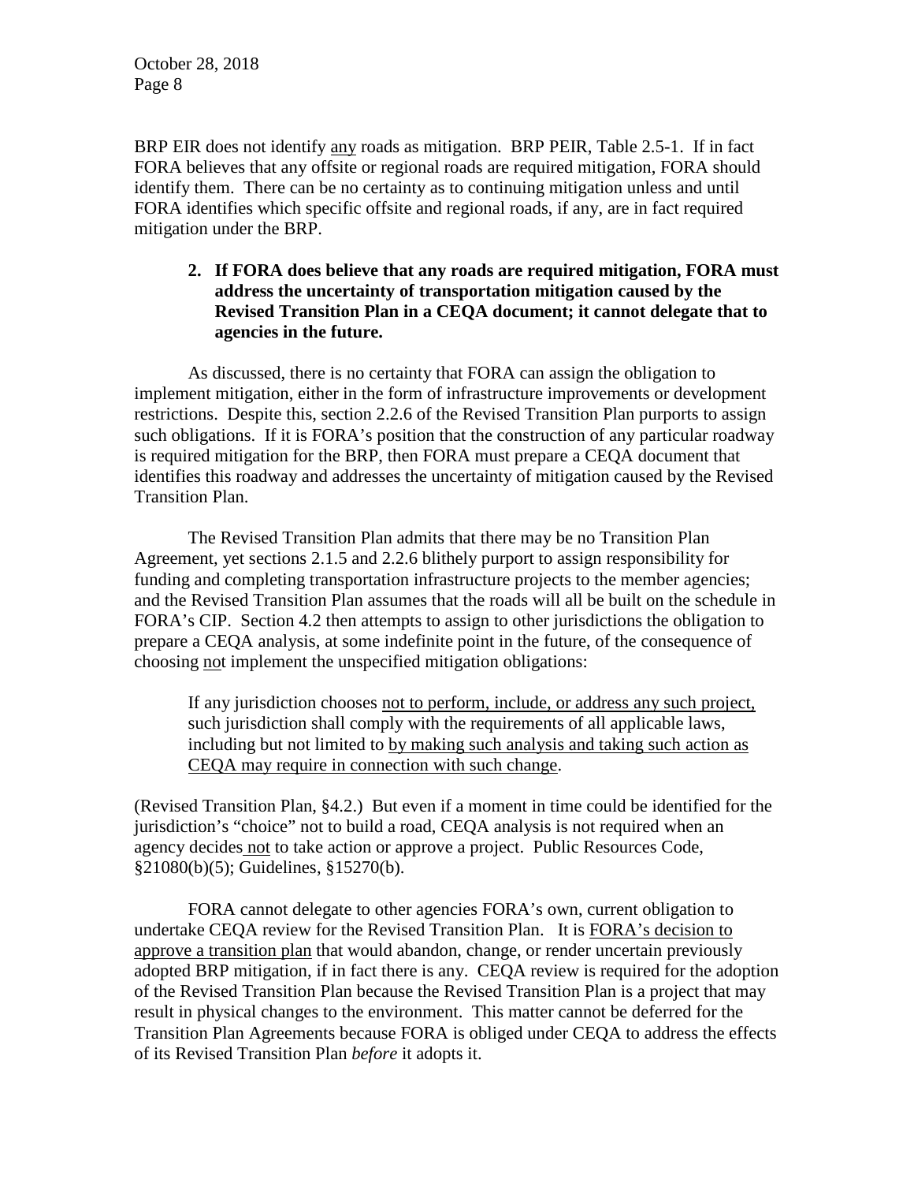BRP EIR does not identify <u>any</u> roads as mitigation. BRP PEIR, Table 2.5-1. If in fact FORA believes that any offsite or regional roads are required mitigation, FORA should identify them. There can be no certainty as to continuing mitigation unless and until FORA identifies which specific offsite and regional roads, if any, are in fact required mitigation under the BRP.

**2. If FORA does believe that any roads are required mitigation, FORA must address the uncertainty of transportation mitigation caused by the Revised Transition Plan in a CEQA document; it cannot delegate that to agencies in the future.**

As discussed, there is no certainty that FORA can assign the obligation to implement mitigation, either in the form of infrastructure improvements or development restrictions. Despite this, section 2.2.6 of the Revised Transition Plan purports to assign such obligations. If it is FORA's position that the construction of any particular roadway is required mitigation for the BRP, then FORA must prepare a CEQA document that identifies this roadway and addresses the uncertainty of mitigation caused by the Revised Transition Plan.

The Revised Transition Plan admits that there may be no Transition Plan Agreement, yet sections 2.1.5 and 2.2.6 blithely purport to assign responsibility for funding and completing transportation infrastructure projects to the member agencies; and the Revised Transition Plan assumes that the roads will all be built on the schedule in FORA's CIP. Section 4.2 then attempts to assign to other jurisdictions the obligation to prepare a CEQA analysis, at some indefinite point in the future, of the consequence of choosing <u>no</u>t implement the unspecified mitigation obligations:

> If any jurisdiction chooses <u>not to perform, include, or address any such project,</u> such jurisdiction shall comply with the requirements of all applicable laws, including but not limited to <u>by making such analysis and taking such action as CEQA may require in connection with such change</u>.

(Revised Transition Plan, §4.2.) But even if a moment in time could be identified for the jurisdiction's "choice" not to build a road, CEQA analysis is not required when an agency decides <u>not</u> to take action or approve a project. Public Resources Code, §21080(b)(5); Guidelines, §15270(b).

FORA cannot delegate to other agencies FORA's own, current obligation to undertake CEQA review for the Revised Transition Plan. It is <u>FORA's decision to approve a transition plan</u> that would abandon, change, or render uncertain previously adopted BRP mitigation, if in fact there is any. CEQA review is required for the adoption of the Revised Transition Plan because the Revised Transition Plan is a project that may result in physical changes to the environment. This matter cannot be deferred for the Transition Plan Agreements because FORA is obliged under CEQA to address the effects of its Revised Transition Plan *before* it adopts it.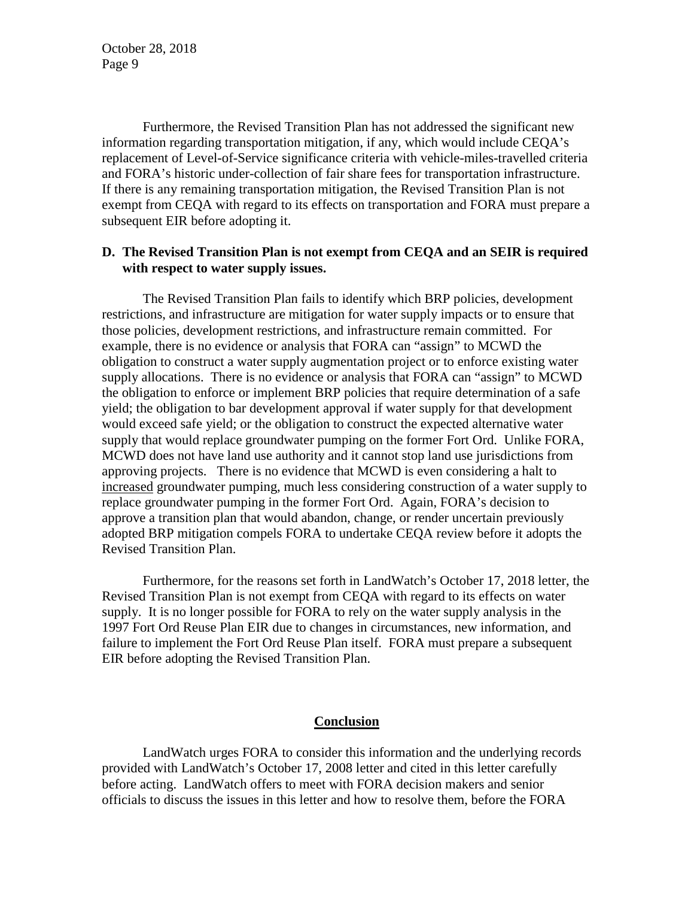Furthermore, the Revised Transition Plan has not addressed the significant new information regarding transportation mitigation, if any, which would include CEQA's replacement of Level-of-Service significance criteria with vehicle-miles-travelled criteria and FORA's historic under-collection of fair share fees for transportation infrastructure. If there is any remaining transportation mitigation, the Revised Transition Plan is not exempt from CEQA with regard to its effects on transportation and FORA must prepare a subsequent EIR before adopting it.

**D. The Revised Transition Plan is not exempt from CEQA and an SEIR is required with respect to water supply issues.**

The Revised Transition Plan fails to identify which BRP policies, development restrictions, and infrastructure are mitigation for water supply impacts or to ensure that those policies, development restrictions, and infrastructure remain committed. For example, there is no evidence or analysis that FORA can "assign" to MCWD the obligation to construct a water supply augmentation project or to enforce existing water supply allocations. There is no evidence or analysis that FORA can "assign" to MCWD the obligation to enforce or implement BRP policies that require determination of a safe yield; the obligation to bar development approval if water supply for that development would exceed safe yield; or the obligation to construct the expected alternative water supply that would replace groundwater pumping on the former Fort Ord. Unlike FORA, MCWD does not have land use authority and it cannot stop land use jurisdictions from approving projects. There is no evidence that MCWD is even considering a halt to <u>increased</u> groundwater pumping, much less considering construction of a water supply to replace groundwater pumping in the former Fort Ord. Again, FORA's decision to approve a transition plan that would abandon, change, or render uncertain previously adopted BRP mitigation compels FORA to undertake CEQA review before it adopts the Revised Transition Plan.

Furthermore, for the reasons set forth in LandWatch's October 17, 2018 letter, the Revised Transition Plan is not exempt from CEQA with regard to its effects on water supply. It is no longer possible for FORA to rely on the water supply analysis in the 1997 Fort Ord Reuse Plan EIR due to changes in circumstances, new information, and failure to implement the Fort Ord Reuse Plan itself. FORA must prepare a subsequent EIR before adopting the Revised Transition Plan.

## Conclusion

LandWatch urges FORA to consider this information and the underlying records provided with LandWatch's October 17, 2008 letter and cited in this letter carefully before acting. LandWatch offers to meet with FORA decision makers and senior officials to discuss the issues in this letter and how to resolve them, before the FORA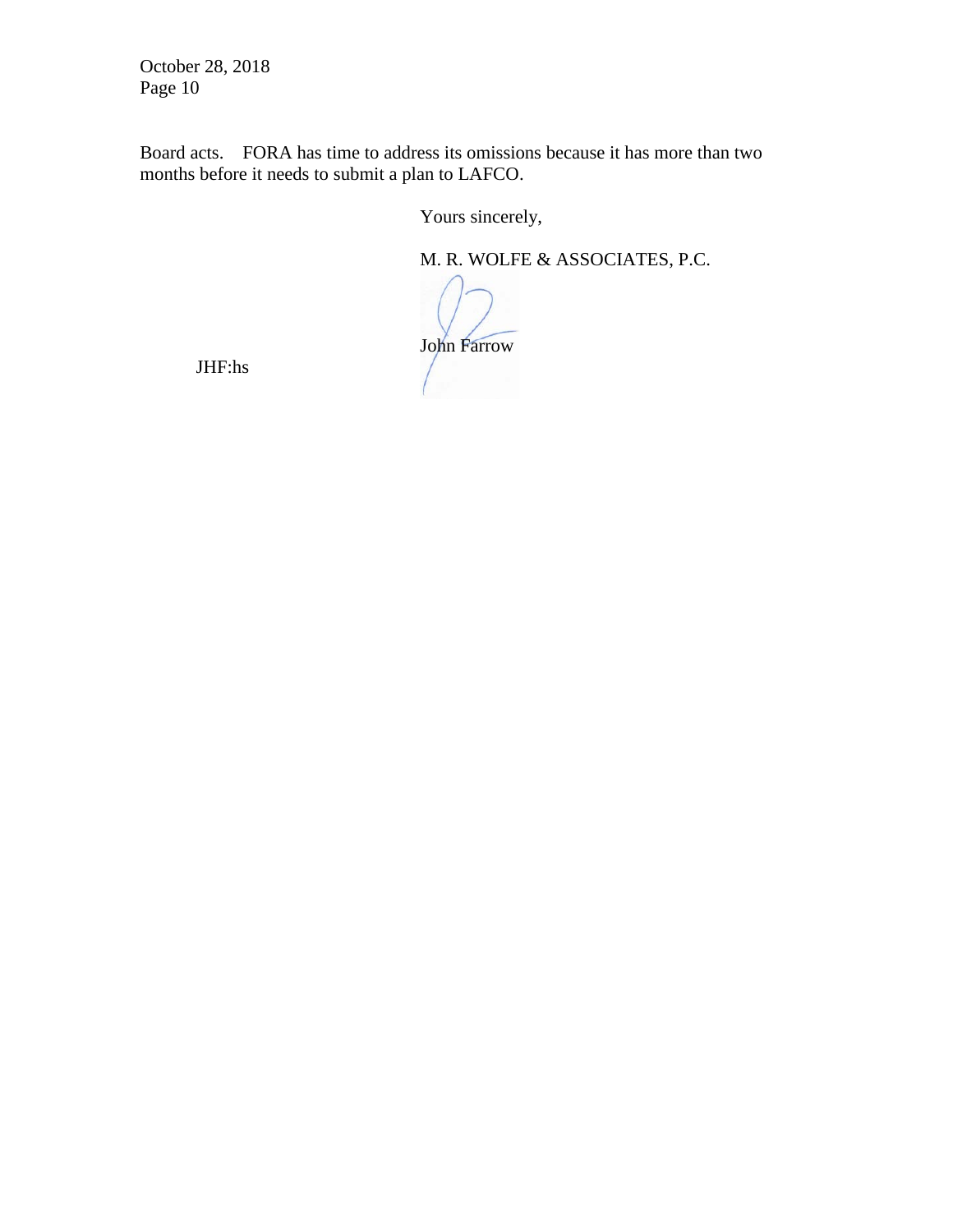Board acts. FORA has time to address its omissions because it has more than two months before it needs to submit a plan to LAFCO.

Yours sincerely,

M. R. WOLFE & ASSOCIATES, P.C.

John Farrow

JHF:hs